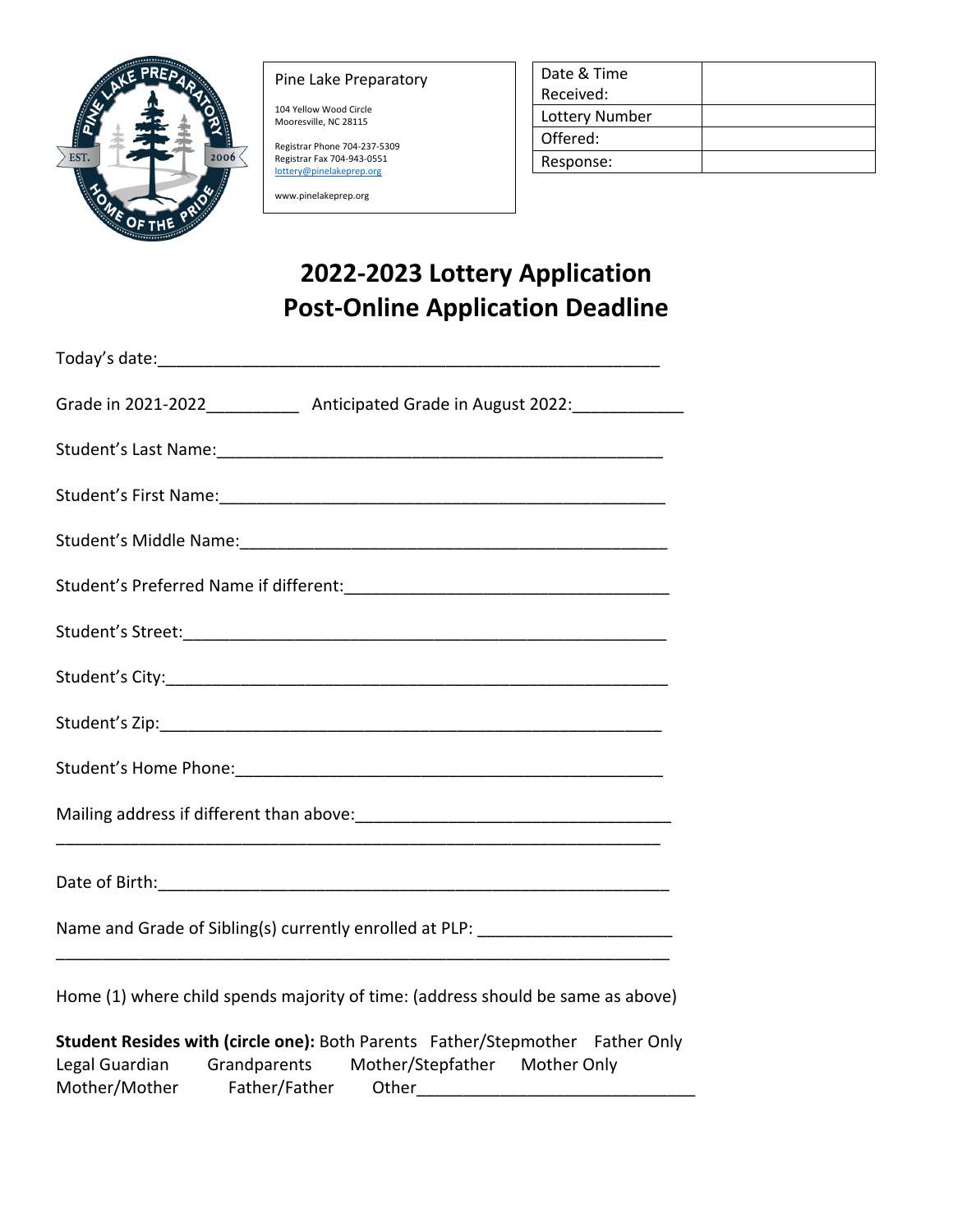Pine Lake Preparatory

104 Yellow Wood Circle
Mooresville, NC 28115

Registrar Phone 704-237-5309
Registrar Fax 704-943-0551
lottery@pinelakeprep.org

www.pinelakeprep.org

| Date & Time Received: | |
|---|---|
| Lottery Number | |
| Offered: | |
| Response: | |

# 2022-2023 Lottery Application
# Post-Online Application Deadline

Today's date:______________________________________________________

Grade in 2021-2022__________ Anticipated Grade in August 2022:____________

Student's Last Name:________________________________________________

Student's First Name:_______________________________________________

Student's Middle Name:______________________________________________

Student's Preferred Name if different:___________________________________

Student's Street:____________________________________________________

Student's City:______________________________________________________

Student's Zip:_______________________________________________________

Student's Home Phone:_______________________________________________

Mailing address if different than above:__________________________________
___________________________________________________________________

Date of Birth:_______________________________________________________

Name and Grade of Sibling(s) currently enrolled at PLP: ____________________
___________________________________________________________________

Home (1) where child spends majority of time: (address should be same as above)

**Student Resides with (circle one):** Both Parents Father/Stepmother Father Only
Legal Guardian Grandparents Mother/Stepfather Mother Only
Mother/Mother Father/Father Other_____________________________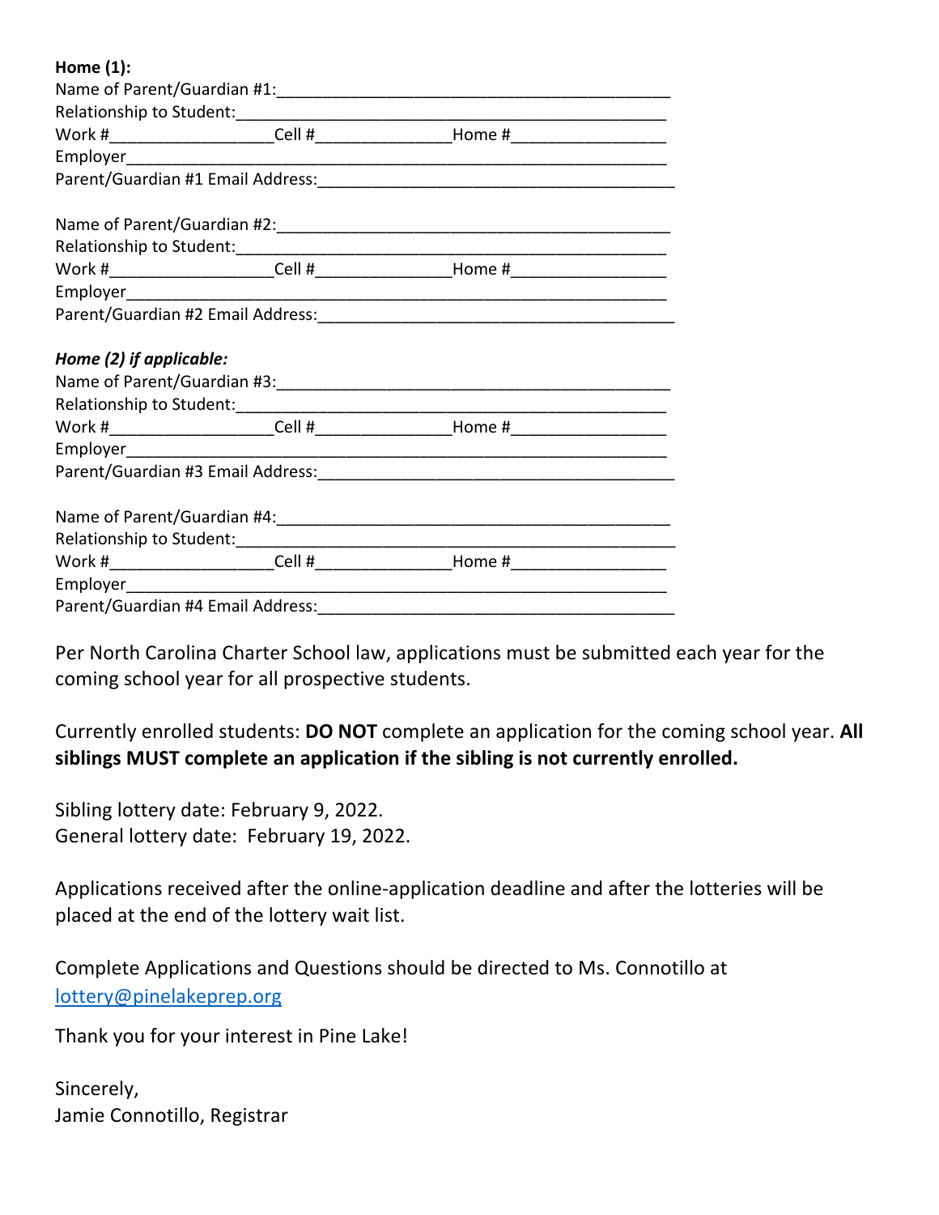**Home (1):**

Name of Parent/Guardian #1:______________________________________________

Relationship to Student:________________________________________________

Work #__________________Cell #_______________Home #_________________

Employer_______________________________________________________________

Parent/Guardian #1 Email Address:________________________________________

Name of Parent/Guardian #2:______________________________________________

Relationship to Student:________________________________________________

Work #__________________Cell #_______________Home #_________________

Employer_______________________________________________________________

Parent/Guardian #2 Email Address:________________________________________

***Home (2) if applicable:***

Name of Parent/Guardian #3:______________________________________________

Relationship to Student:________________________________________________

Work #__________________Cell #_______________Home #_________________

Employer_______________________________________________________________

Parent/Guardian #3 Email Address:________________________________________

Name of Parent/Guardian #4:______________________________________________

Relationship to Student:________________________________________________

Work #__________________Cell #_______________Home #_________________

Employer_______________________________________________________________

Parent/Guardian #4 Email Address:________________________________________

Per North Carolina Charter School law, applications must be submitted each year for the coming school year for all prospective students.

Currently enrolled students: **DO NOT** complete an application for the coming school year. **All siblings MUST complete an application if the sibling is not currently enrolled.**

Sibling lottery date: February 9, 2022.
General lottery date: February 19, 2022.

Applications received after the online-application deadline and after the lotteries will be placed at the end of the lottery wait list.

Complete Applications and Questions should be directed to Ms. Connotillo at [lottery@pinelakeprep.org](mailto:lottery@pinelakeprep.org)

Thank you for your interest in Pine Lake!

Sincerely,
Jamie Connotillo, Registrar